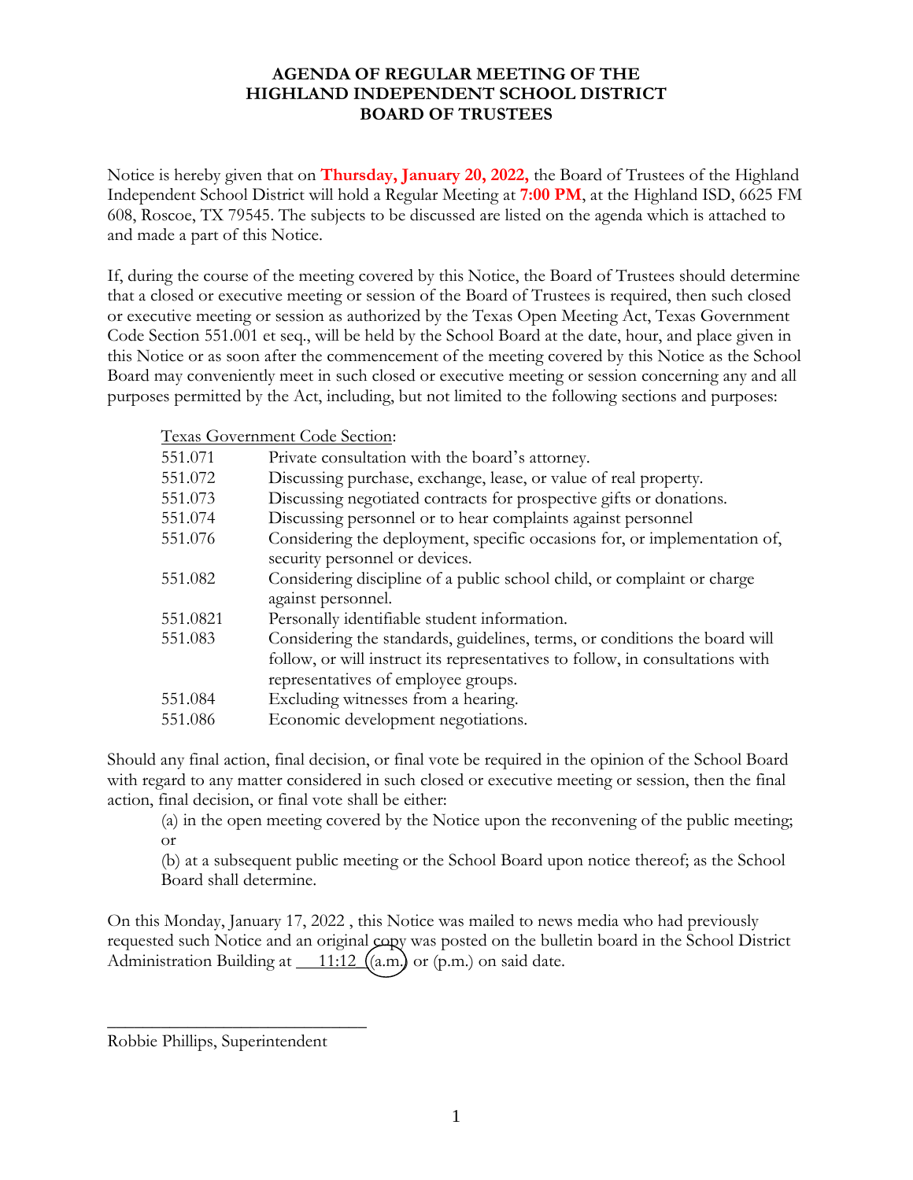# AGENDA OF REGULAR MEETING OF THE HIGHLAND INDEPENDENT SCHOOL DISTRICT BOARD OF TRUSTEES

Notice is hereby given that on **Thursday, January 20, 2022,** the Board of Trustees of the Highland Independent School District will hold a Regular Meeting at **7:00 PM**, at the Highland ISD, 6625 FM 608, Roscoe, TX 79545. The subjects to be discussed are listed on the agenda which is attached to and made a part of this Notice.

If, during the course of the meeting covered by this Notice, the Board of Trustees should determine that a closed or executive meeting or session of the Board of Trustees is required, then such closed or executive meeting or session as authorized by the Texas Open Meeting Act, Texas Government Code Section 551.001 et seq., will be held by the School Board at the date, hour, and place given in this Notice or as soon after the commencement of the meeting covered by this Notice as the School Board may conveniently meet in such closed or executive meeting or session concerning any and all purposes permitted by the Act, including, but not limited to the following sections and purposes:

Texas Government Code Section:

| | |
|---|---|
| 551.071 | Private consultation with the board's attorney. |
| 551.072 | Discussing purchase, exchange, lease, or value of real property. |
| 551.073 | Discussing negotiated contracts for prospective gifts or donations. |
| 551.074 | Discussing personnel or to hear complaints against personnel |
| 551.076 | Considering the deployment, specific occasions for, or implementation of, security personnel or devices. |
| 551.082 | Considering discipline of a public school child, or complaint or charge against personnel. |
| 551.0821 | Personally identifiable student information. |
| 551.083 | Considering the standards, guidelines, terms, or conditions the board will follow, or will instruct its representatives to follow, in consultations with representatives of employee groups. |
| 551.084 | Excluding witnesses from a hearing. |
| 551.086 | Economic development negotiations. |

Should any final action, final decision, or final vote be required in the opinion of the School Board with regard to any matter considered in such closed or executive meeting or session, then the final action, final decision, or final vote shall be either:

(a) in the open meeting covered by the Notice upon the reconvening of the public meeting; or

(b) at a subsequent public meeting or the School Board upon notice thereof; as the School Board shall determine.

On this Monday, January 17, 2022 , this Notice was mailed to news media who had previously requested such Notice and an original copy was posted on the bulletin board in the School District Administration Building at 11:12 (a.m.) or (p.m.) on said date.

_______________________________

Robbie Phillips, Superintendent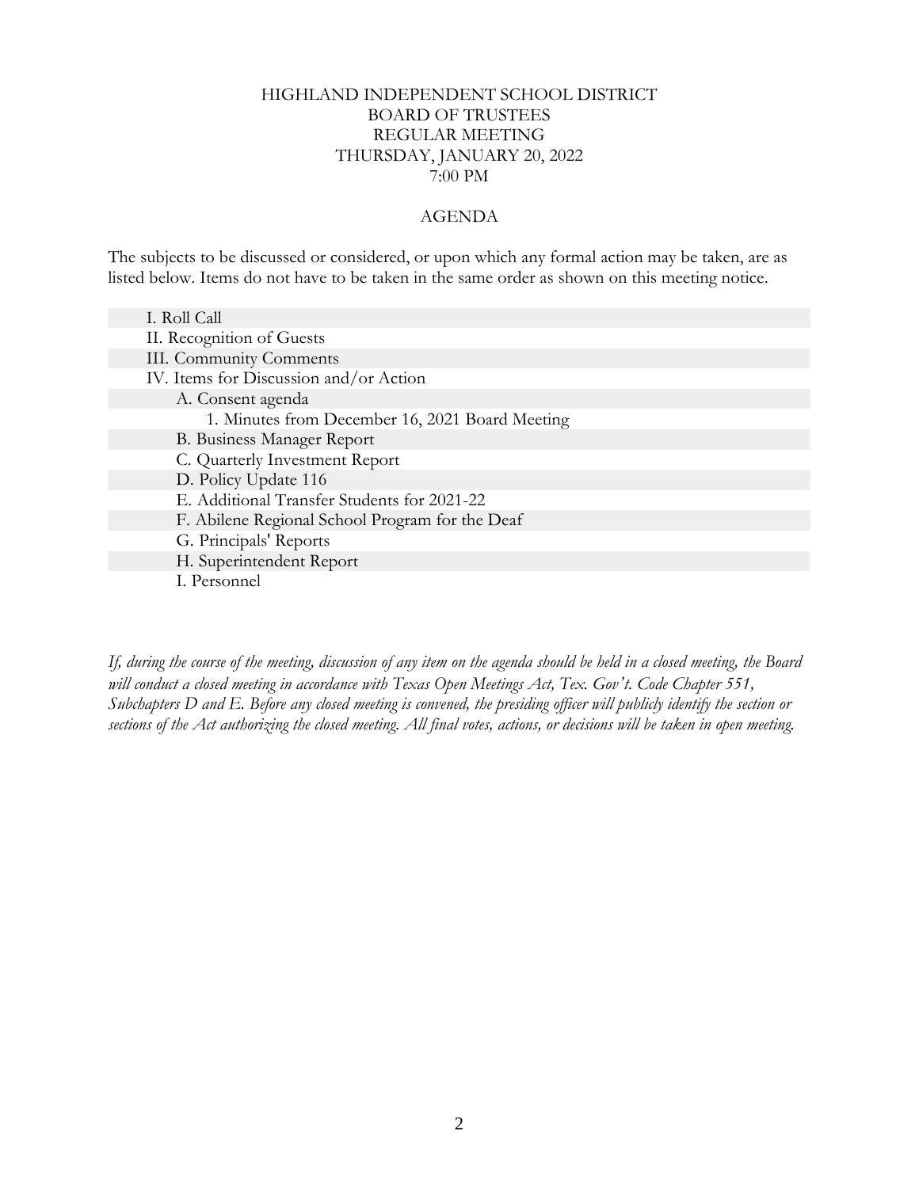HIGHLAND INDEPENDENT SCHOOL DISTRICT
BOARD OF TRUSTEES
REGULAR MEETING
THURSDAY, JANUARY 20, 2022
7:00 PM

AGENDA

The subjects to be discussed or considered, or upon which any formal action may be taken, are as listed below. Items do not have to be taken in the same order as shown on this meeting notice.

I. Roll Call

II. Recognition of Guests

III. Community Comments

IV. Items for Discussion and/or Action

- A. Consent agenda
  1. Minutes from December 16, 2021 Board Meeting
- B. Business Manager Report
- C. Quarterly Investment Report
- D. Policy Update 116
- E. Additional Transfer Students for 2021-22
- F. Abilene Regional School Program for the Deaf
- G. Principals' Reports
- H. Superintendent Report
- I. Personnel

*If, during the course of the meeting, discussion of any item on the agenda should be held in a closed meeting, the Board will conduct a closed meeting in accordance with Texas Open Meetings Act, Tex. Gov't. Code Chapter 551, Subchapters D and E. Before any closed meeting is convened, the presiding officer will publicly identify the section or sections of the Act authorizing the closed meeting. All final votes, actions, or decisions will be taken in open meeting.*